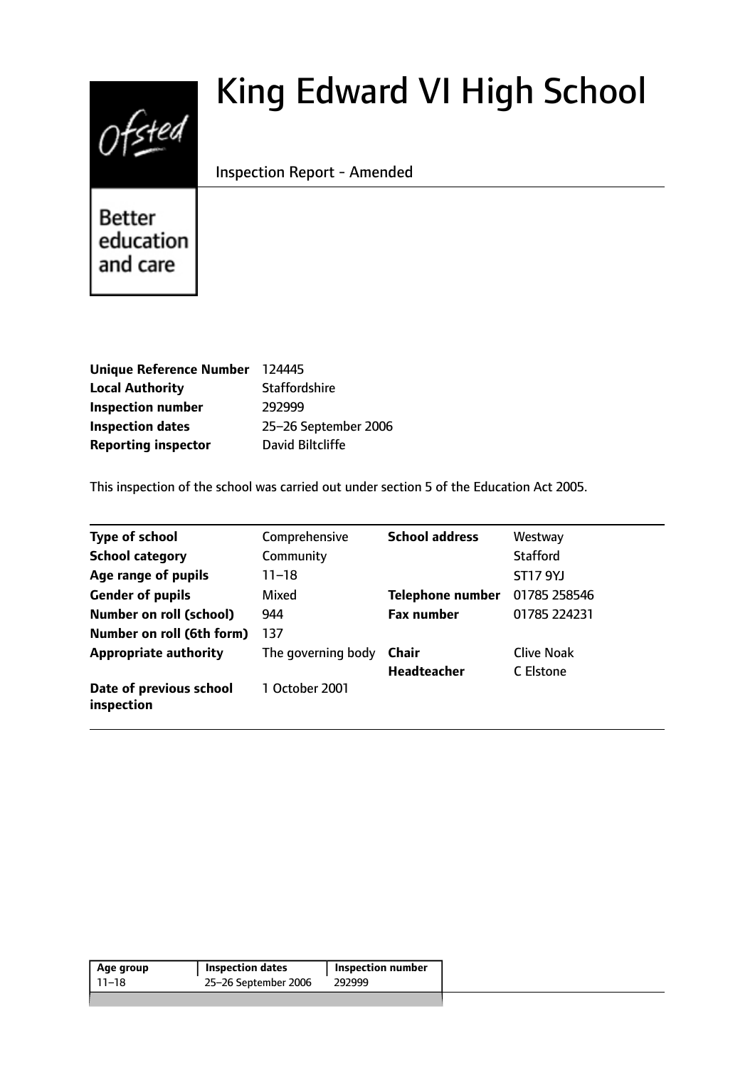# King Edward VI High School

Inspection Report - Amended

Better education and care

| | |
|---|---|
| **Unique Reference Number** | 124445 |
| **Local Authority** | Staffordshire |
| **Inspection number** | 292999 |
| **Inspection dates** | 25–26 September 2006 |
| **Reporting inspector** | David Biltcliffe |

This inspection of the school was carried out under section 5 of the Education Act 2005.

| | | | |
|---|---|---|---|
| **Type of school** | Comprehensive | **School address** | Westway |
| **School category** | Community | | Stafford |
| **Age range of pupils** | 11–18 | | ST17 9YJ |
| **Gender of pupils** | Mixed | **Telephone number** | 01785 258546 |
| **Number on roll (school)** | 944 | **Fax number** | 01785 224231 |
| **Number on roll (6th form)** | 137 | | |
| **Appropriate authority** | The governing body | **Chair** | Clive Noak |
| | | **Headteacher** | C Elstone |
| **Date of previous school inspection** | 1 October 2001 | | |

| Age group | Inspection dates | Inspection number |
|---|---|---|
| 11–18 | 25–26 September 2006 | 292999 |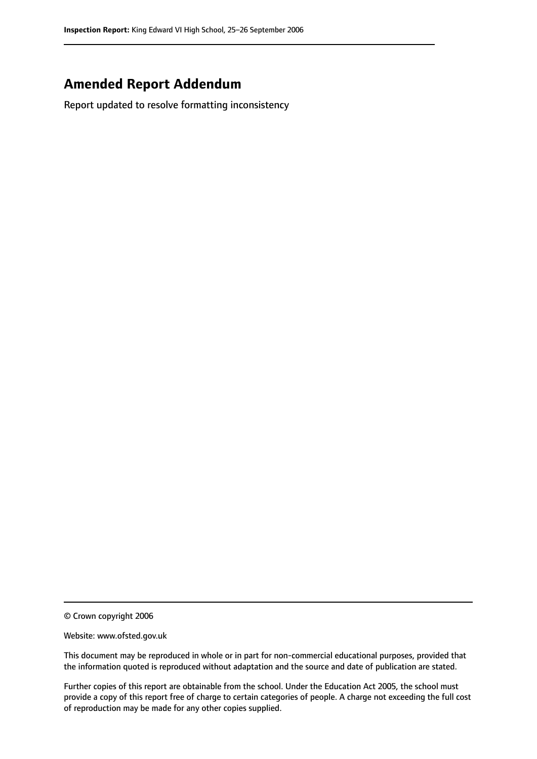# Amended Report Addendum

Report updated to resolve formatting inconsistency

© Crown copyright 2006

Website: www.ofsted.gov.uk

This document may be reproduced in whole or in part for non-commercial educational purposes, provided that the information quoted is reproduced without adaptation and the source and date of publication are stated.

Further copies of this report are obtainable from the school. Under the Education Act 2005, the school must provide a copy of this report free of charge to certain categories of people. A charge not exceeding the full cost of reproduction may be made for any other copies supplied.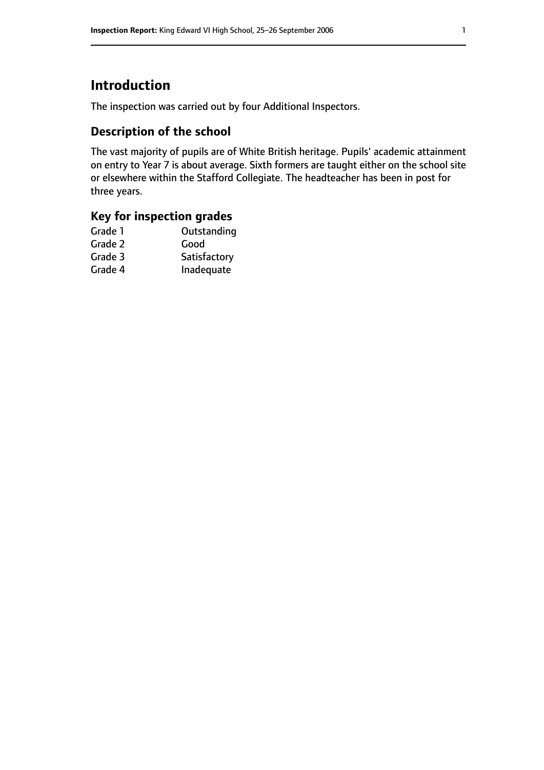# Introduction

The inspection was carried out by four Additional Inspectors.

## Description of the school

The vast majority of pupils are of White British heritage. Pupils' academic attainment on entry to Year 7 is about average. Sixth formers are taught either on the school site or elsewhere within the Stafford Collegiate. The headteacher has been in post for three years.

## Key for inspection grades

| | |
|---|---|
| Grade 1 | Outstanding |
| Grade 2 | Good |
| Grade 3 | Satisfactory |
| Grade 4 | Inadequate |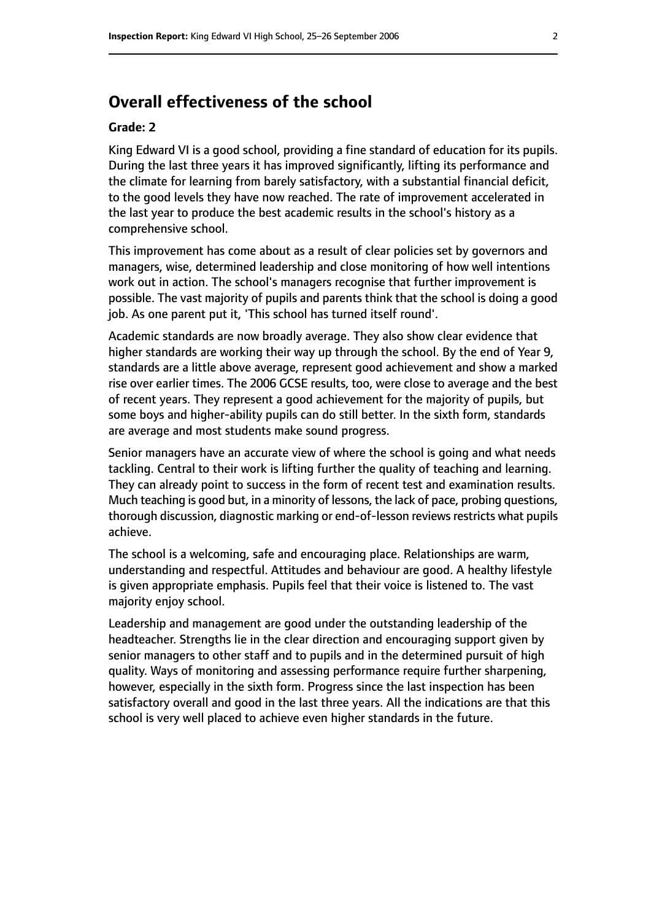## Overall effectiveness of the school

**Grade: 2**

King Edward VI is a good school, providing a fine standard of education for its pupils. During the last three years it has improved significantly, lifting its performance and the climate for learning from barely satisfactory, with a substantial financial deficit, to the good levels they have now reached. The rate of improvement accelerated in the last year to produce the best academic results in the school's history as a comprehensive school.

This improvement has come about as a result of clear policies set by governors and managers, wise, determined leadership and close monitoring of how well intentions work out in action. The school's managers recognise that further improvement is possible. The vast majority of pupils and parents think that the school is doing a good job. As one parent put it, 'This school has turned itself round'.

Academic standards are now broadly average. They also show clear evidence that higher standards are working their way up through the school. By the end of Year 9, standards are a little above average, represent good achievement and show a marked rise over earlier times. The 2006 GCSE results, too, were close to average and the best of recent years. They represent a good achievement for the majority of pupils, but some boys and higher-ability pupils can do still better. In the sixth form, standards are average and most students make sound progress.

Senior managers have an accurate view of where the school is going and what needs tackling. Central to their work is lifting further the quality of teaching and learning. They can already point to success in the form of recent test and examination results. Much teaching is good but, in a minority of lessons, the lack of pace, probing questions, thorough discussion, diagnostic marking or end-of-lesson reviews restricts what pupils achieve.

The school is a welcoming, safe and encouraging place. Relationships are warm, understanding and respectful. Attitudes and behaviour are good. A healthy lifestyle is given appropriate emphasis. Pupils feel that their voice is listened to. The vast majority enjoy school.

Leadership and management are good under the outstanding leadership of the headteacher. Strengths lie in the clear direction and encouraging support given by senior managers to other staff and to pupils and in the determined pursuit of high quality. Ways of monitoring and assessing performance require further sharpening, however, especially in the sixth form. Progress since the last inspection has been satisfactory overall and good in the last three years. All the indications are that this school is very well placed to achieve even higher standards in the future.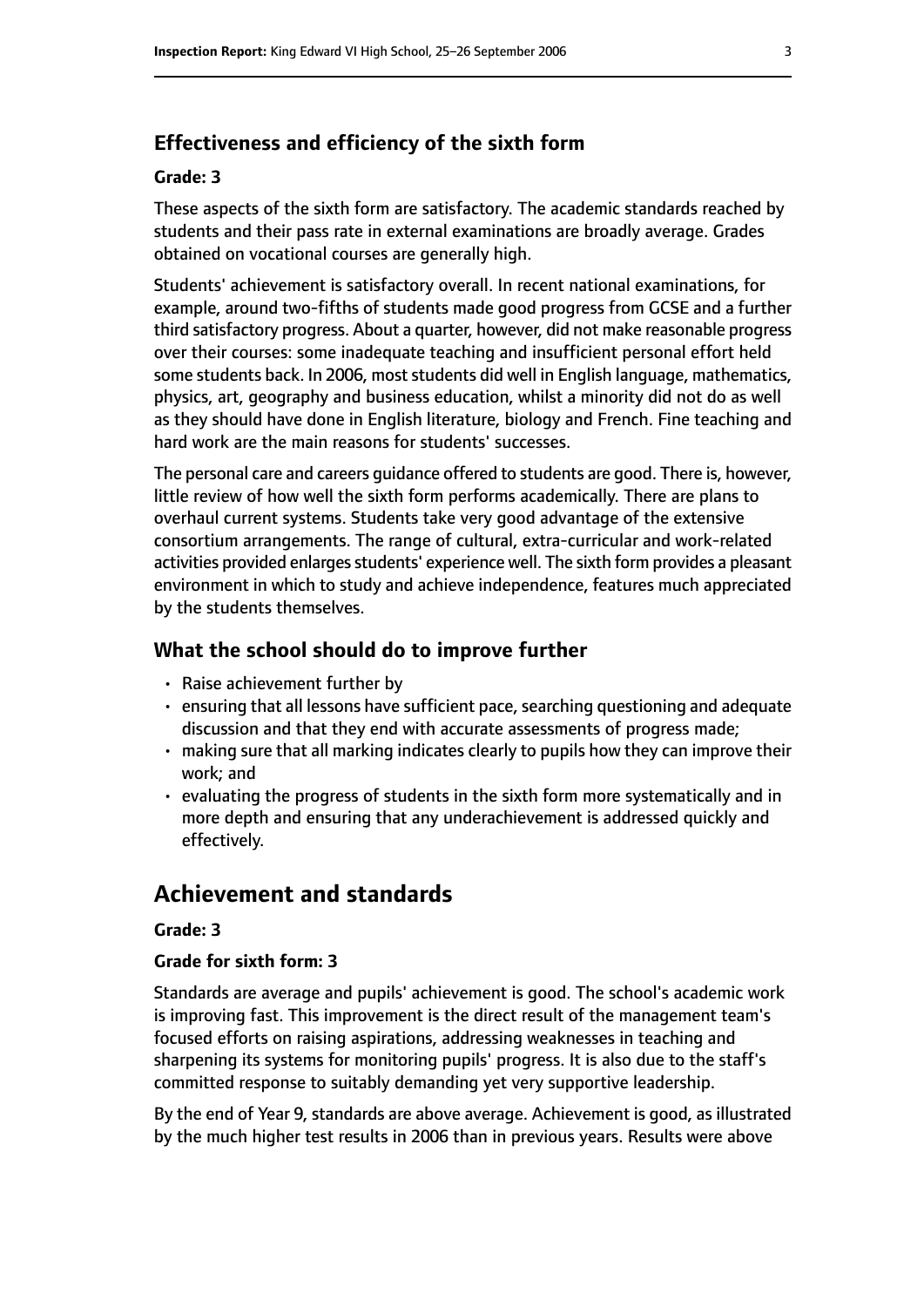### Effectiveness and efficiency of the sixth form

#### Grade: 3

These aspects of the sixth form are satisfactory. The academic standards reached by students and their pass rate in external examinations are broadly average. Grades obtained on vocational courses are generally high.

Students' achievement is satisfactory overall. In recent national examinations, for example, around two-fifths of students made good progress from GCSE and a further third satisfactory progress. About a quarter, however, did not make reasonable progress over their courses: some inadequate teaching and insufficient personal effort held some students back. In 2006, most students did well in English language, mathematics, physics, art, geography and business education, whilst a minority did not do as well as they should have done in English literature, biology and French. Fine teaching and hard work are the main reasons for students' successes.

The personal care and careers guidance offered to students are good. There is, however, little review of how well the sixth form performs academically. There are plans to overhaul current systems. Students take very good advantage of the extensive consortium arrangements. The range of cultural, extra-curricular and work-related activities provided enlarges students' experience well. The sixth form provides a pleasant environment in which to study and achieve independence, features much appreciated by the students themselves.

### What the school should do to improve further

- Raise achievement further by
- ensuring that all lessons have sufficient pace, searching questioning and adequate discussion and that they end with accurate assessments of progress made;
- making sure that all marking indicates clearly to pupils how they can improve their work; and
- evaluating the progress of students in the sixth form more systematically and in more depth and ensuring that any underachievement is addressed quickly and effectively.

## Achievement and standards

#### Grade: 3

#### Grade for sixth form: 3

Standards are average and pupils' achievement is good. The school's academic work is improving fast. This improvement is the direct result of the management team's focused efforts on raising aspirations, addressing weaknesses in teaching and sharpening its systems for monitoring pupils' progress. It is also due to the staff's committed response to suitably demanding yet very supportive leadership.

By the end of Year 9, standards are above average. Achievement is good, as illustrated by the much higher test results in 2006 than in previous years. Results were above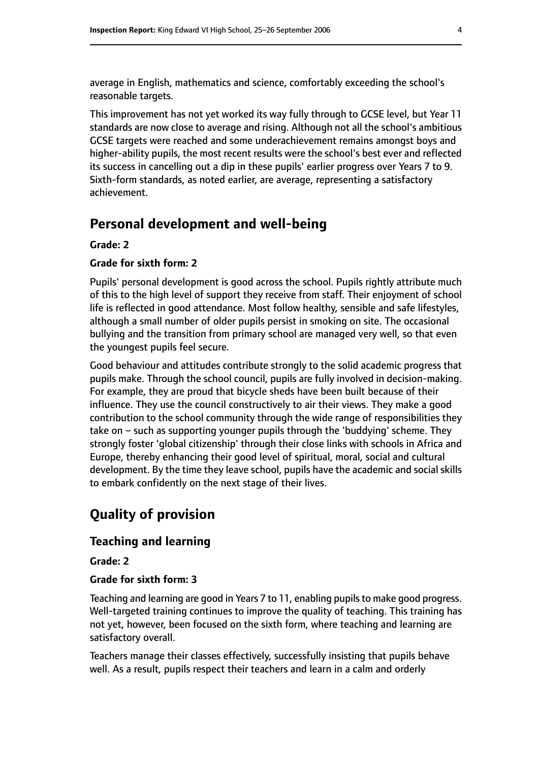average in English, mathematics and science, comfortably exceeding the school's reasonable targets.

This improvement has not yet worked its way fully through to GCSE level, but Year 11 standards are now close to average and rising. Although not all the school's ambitious GCSE targets were reached and some underachievement remains amongst boys and higher-ability pupils, the most recent results were the school's best ever and reflected its success in cancelling out a dip in these pupils' earlier progress over Years 7 to 9. Sixth-form standards, as noted earlier, are average, representing a satisfactory achievement.

## Personal development and well-being

**Grade: 2**

**Grade for sixth form: 2**

Pupils' personal development is good across the school. Pupils rightly attribute much of this to the high level of support they receive from staff. Their enjoyment of school life is reflected in good attendance. Most follow healthy, sensible and safe lifestyles, although a small number of older pupils persist in smoking on site. The occasional bullying and the transition from primary school are managed very well, so that even the youngest pupils feel secure.

Good behaviour and attitudes contribute strongly to the solid academic progress that pupils make. Through the school council, pupils are fully involved in decision-making. For example, they are proud that bicycle sheds have been built because of their influence. They use the council constructively to air their views. They make a good contribution to the school community through the wide range of responsibilities they take on – such as supporting younger pupils through the 'buddying' scheme. They strongly foster 'global citizenship' through their close links with schools in Africa and Europe, thereby enhancing their good level of spiritual, moral, social and cultural development. By the time they leave school, pupils have the academic and social skills to embark confidently on the next stage of their lives.

## Quality of provision

### Teaching and learning

**Grade: 2**

**Grade for sixth form: 3**

Teaching and learning are good in Years 7 to 11, enabling pupils to make good progress. Well-targeted training continues to improve the quality of teaching. This training has not yet, however, been focused on the sixth form, where teaching and learning are satisfactory overall.

Teachers manage their classes effectively, successfully insisting that pupils behave well. As a result, pupils respect their teachers and learn in a calm and orderly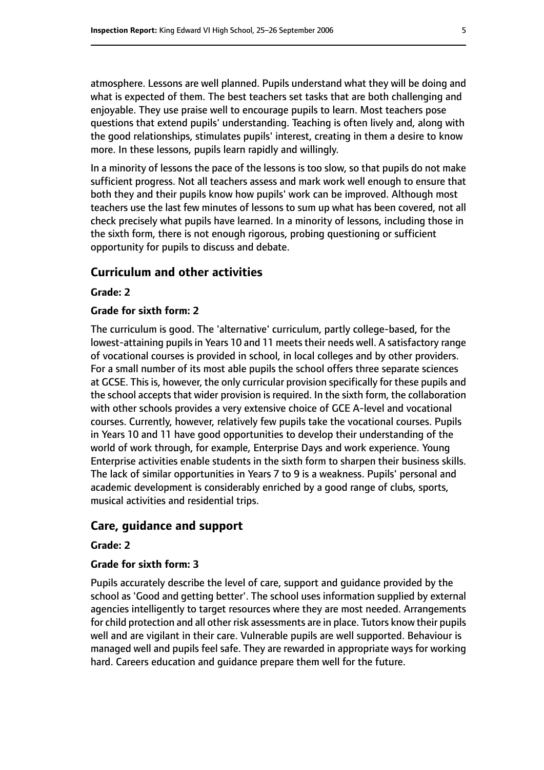atmosphere. Lessons are well planned. Pupils understand what they will be doing and what is expected of them. The best teachers set tasks that are both challenging and enjoyable. They use praise well to encourage pupils to learn. Most teachers pose questions that extend pupils' understanding. Teaching is often lively and, along with the good relationships, stimulates pupils' interest, creating in them a desire to know more. In these lessons, pupils learn rapidly and willingly.

In a minority of lessons the pace of the lessons is too slow, so that pupils do not make sufficient progress. Not all teachers assess and mark work well enough to ensure that both they and their pupils know how pupils' work can be improved. Although most teachers use the last few minutes of lessons to sum up what has been covered, not all check precisely what pupils have learned. In a minority of lessons, including those in the sixth form, there is not enough rigorous, probing questioning or sufficient opportunity for pupils to discuss and debate.

## Curriculum and other activities

**Grade: 2**

**Grade for sixth form: 2**

The curriculum is good. The 'alternative' curriculum, partly college-based, for the lowest-attaining pupils in Years 10 and 11 meets their needs well. A satisfactory range of vocational courses is provided in school, in local colleges and by other providers. For a small number of its most able pupils the school offers three separate sciences at GCSE. This is, however, the only curricular provision specifically for these pupils and the school accepts that wider provision is required. In the sixth form, the collaboration with other schools provides a very extensive choice of GCE A-level and vocational courses. Currently, however, relatively few pupils take the vocational courses. Pupils in Years 10 and 11 have good opportunities to develop their understanding of the world of work through, for example, Enterprise Days and work experience. Young Enterprise activities enable students in the sixth form to sharpen their business skills. The lack of similar opportunities in Years 7 to 9 is a weakness. Pupils' personal and academic development is considerably enriched by a good range of clubs, sports, musical activities and residential trips.

## Care, guidance and support

**Grade: 2**

**Grade for sixth form: 3**

Pupils accurately describe the level of care, support and guidance provided by the school as 'Good and getting better'. The school uses information supplied by external agencies intelligently to target resources where they are most needed. Arrangements for child protection and all other risk assessments are in place. Tutors know their pupils well and are vigilant in their care. Vulnerable pupils are well supported. Behaviour is managed well and pupils feel safe. They are rewarded in appropriate ways for working hard. Careers education and guidance prepare them well for the future.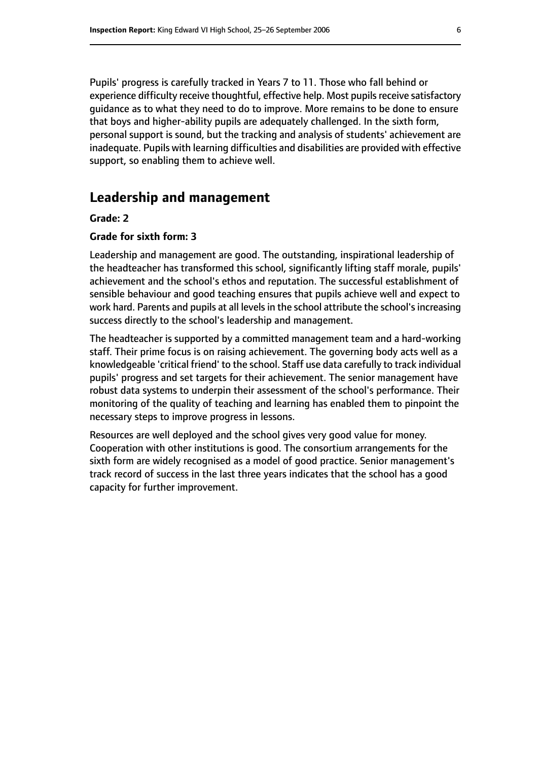Pupils' progress is carefully tracked in Years 7 to 11. Those who fall behind or experience difficulty receive thoughtful, effective help. Most pupils receive satisfactory guidance as to what they need to do to improve. More remains to be done to ensure that boys and higher-ability pupils are adequately challenged. In the sixth form, personal support is sound, but the tracking and analysis of students' achievement are inadequate. Pupils with learning difficulties and disabilities are provided with effective support, so enabling them to achieve well.

## Leadership and management

**Grade: 2**

**Grade for sixth form: 3**

Leadership and management are good. The outstanding, inspirational leadership of the headteacher has transformed this school, significantly lifting staff morale, pupils' achievement and the school's ethos and reputation. The successful establishment of sensible behaviour and good teaching ensures that pupils achieve well and expect to work hard. Parents and pupils at all levels in the school attribute the school's increasing success directly to the school's leadership and management.

The headteacher is supported by a committed management team and a hard-working staff. Their prime focus is on raising achievement. The governing body acts well as a knowledgeable 'critical friend' to the school. Staff use data carefully to track individual pupils' progress and set targets for their achievement. The senior management have robust data systems to underpin their assessment of the school's performance. Their monitoring of the quality of teaching and learning has enabled them to pinpoint the necessary steps to improve progress in lessons.

Resources are well deployed and the school gives very good value for money. Cooperation with other institutions is good. The consortium arrangements for the sixth form are widely recognised as a model of good practice. Senior management's track record of success in the last three years indicates that the school has a good capacity for further improvement.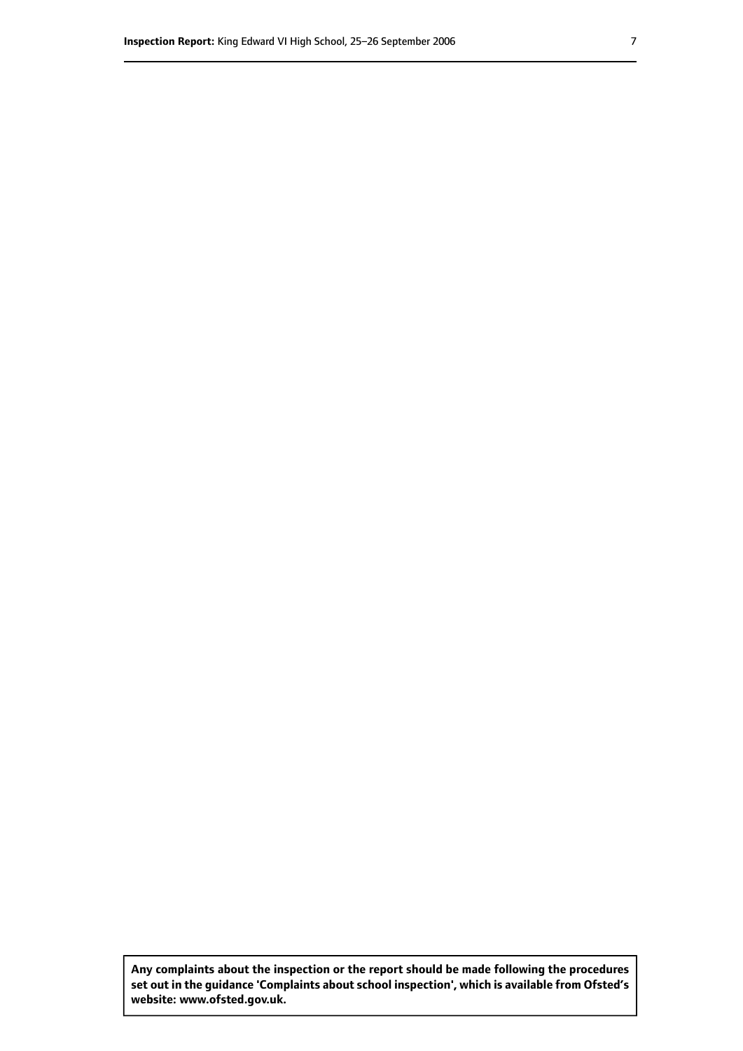**Any complaints about the inspection or the report should be made following the procedures set out in the guidance 'Complaints about school inspection', which is available from Ofsted's website: www.ofsted.gov.uk.**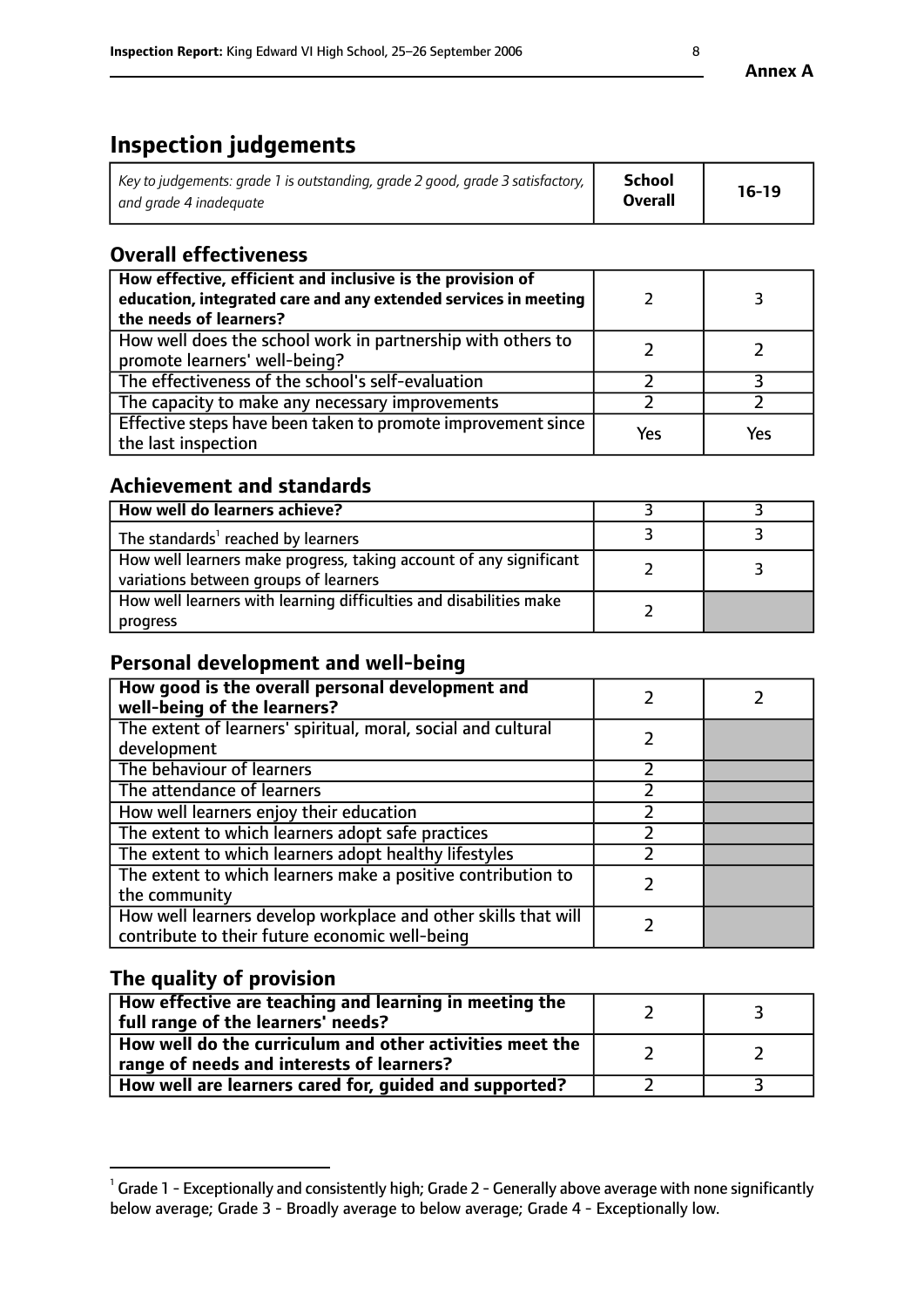**Annex A**

# Inspection judgements

| *Key to judgements: grade 1 is outstanding, grade 2 good, grade 3 satisfactory, and grade 4 inadequate* | **School Overall** | **16-19** |
|---|---|---|

## Overall effectiveness

| | | |
|---|---|---|
| **How effective, efficient and inclusive is the provision of education, integrated care and any extended services in meeting the needs of learners?** | 2 | 3 |
| How well does the school work in partnership with others to promote learners' well-being? | 2 | 2 |
| The effectiveness of the school's self-evaluation | 2 | 3 |
| The capacity to make any necessary improvements | 2 | 2 |
| Effective steps have been taken to promote improvement since the last inspection | Yes | Yes |

## Achievement and standards

| | | |
|---|---|---|
| **How well do learners achieve?** | 3 | 3 |
| The standards[1] reached by learners | 3 | 3 |
| How well learners make progress, taking account of any significant variations between groups of learners | 2 | 3 |
| How well learners with learning difficulties and disabilities make progress | 2 | |

## Personal development and well-being

| | | |
|---|---|---|
| **How good is the overall personal development and well-being of the learners?** | 2 | 2 |
| The extent of learners' spiritual, moral, social and cultural development | 2 | |
| The behaviour of learners | 2 | |
| The attendance of learners | 2 | |
| How well learners enjoy their education | 2 | |
| The extent to which learners adopt safe practices | 2 | |
| The extent to which learners adopt healthy lifestyles | 2 | |
| The extent to which learners make a positive contribution to the community | 2 | |
| How well learners develop workplace and other skills that will contribute to their future economic well-being | 2 | |

## The quality of provision

| | | |
|---|---|---|
| **How effective are teaching and learning in meeting the full range of the learners' needs?** | 2 | 3 |
| **How well do the curriculum and other activities meet the range of needs and interests of learners?** | 2 | 2 |
| **How well are learners cared for, guided and supported?** | 2 | 3 |

[1] Grade 1 - Exceptionally and consistently high; Grade 2 - Generally above average with none significantly below average; Grade 3 - Broadly average to below average; Grade 4 - Exceptionally low.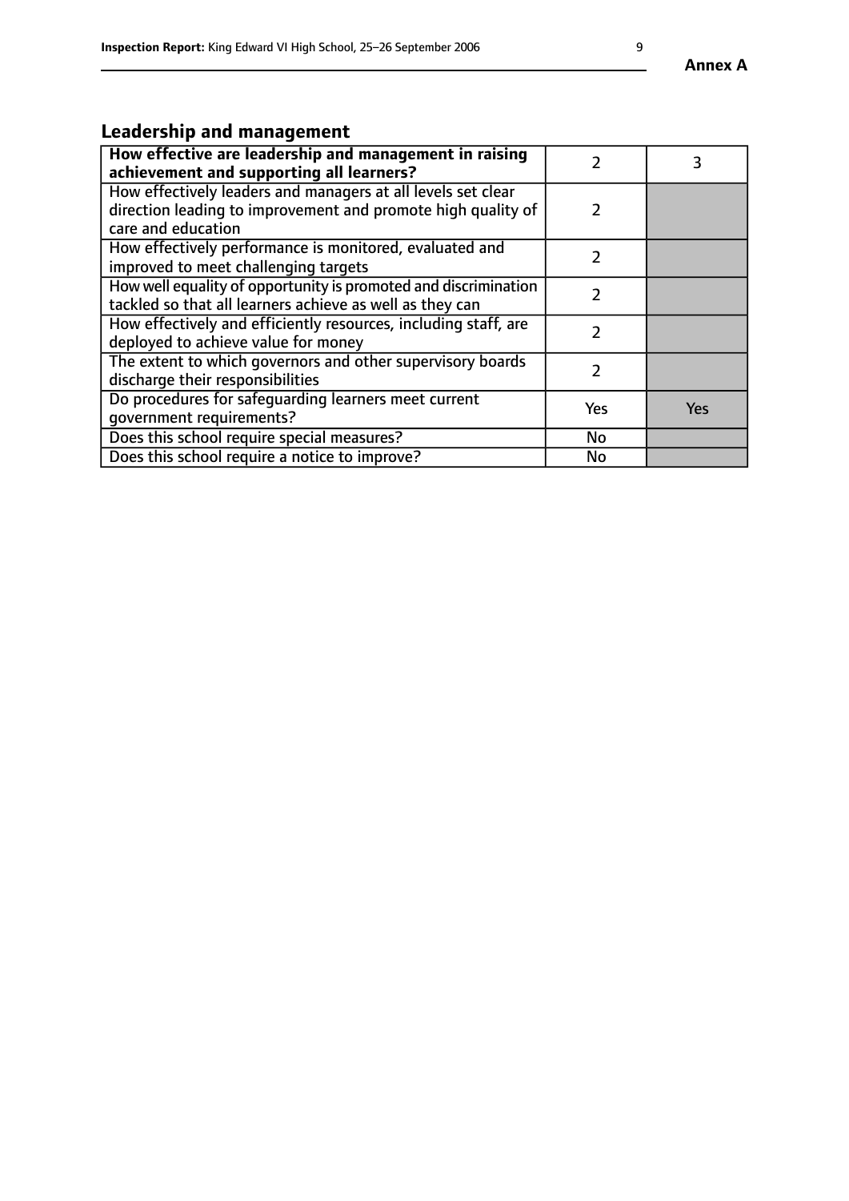## Leadership and management

| How effective are leadership and management in raising achievement and supporting all learners? | 2 | 3 |
|---|---|---|
| How effectively leaders and managers at all levels set clear direction leading to improvement and promote high quality of care and education | 2 | |
| How effectively performance is monitored, evaluated and improved to meet challenging targets | 2 | |
| How well equality of opportunity is promoted and discrimination tackled so that all learners achieve as well as they can | 2 | |
| How effectively and efficiently resources, including staff, are deployed to achieve value for money | 2 | |
| The extent to which governors and other supervisory boards discharge their responsibilities | 2 | |
| Do procedures for safeguarding learners meet current government requirements? | Yes | Yes |
| Does this school require special measures? | No | |
| Does this school require a notice to improve? | No | |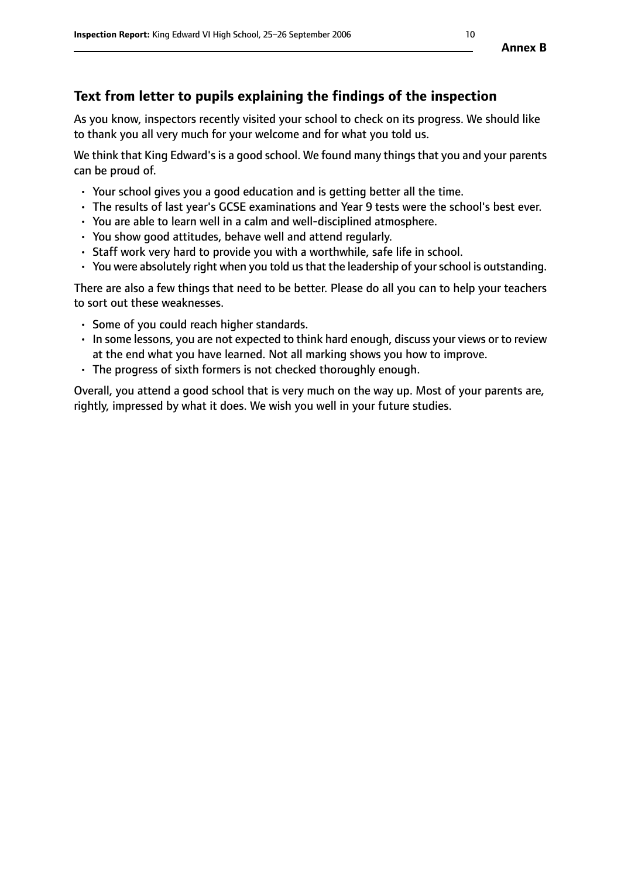## Text from letter to pupils explaining the findings of the inspection

As you know, inspectors recently visited your school to check on its progress. We should like to thank you all very much for your welcome and for what you told us.

We think that King Edward's is a good school. We found many things that you and your parents can be proud of.

- Your school gives you a good education and is getting better all the time.
- The results of last year's GCSE examinations and Year 9 tests were the school's best ever.
- You are able to learn well in a calm and well-disciplined atmosphere.
- You show good attitudes, behave well and attend regularly.
- Staff work very hard to provide you with a worthwhile, safe life in school.
- You were absolutely right when you told us that the leadership of your school is outstanding.

There are also a few things that need to be better. Please do all you can to help your teachers to sort out these weaknesses.

- Some of you could reach higher standards.
- In some lessons, you are not expected to think hard enough, discuss your views or to review at the end what you have learned. Not all marking shows you how to improve.
- The progress of sixth formers is not checked thoroughly enough.

Overall, you attend a good school that is very much on the way up. Most of your parents are, rightly, impressed by what it does. We wish you well in your future studies.